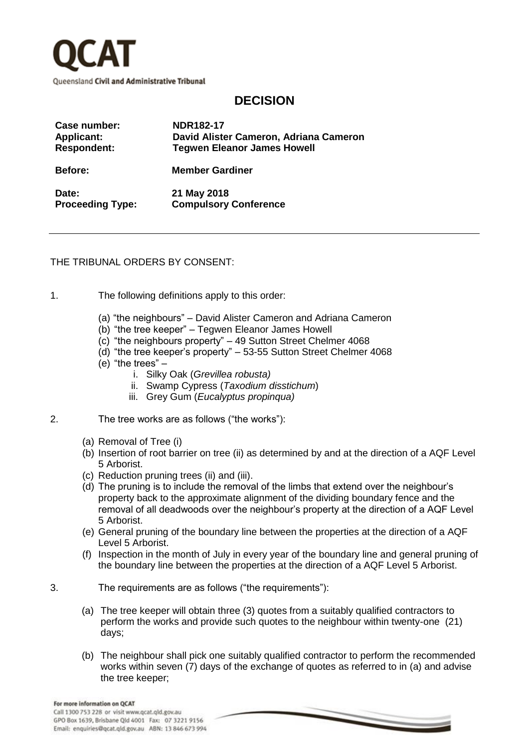# DECISION

| | |
|---|---|
| **Case number:** | **NDR182-17** |
| **Applicant:** | **David Alister Cameron, Adriana Cameron** |
| **Respondent:** | **Tegwen Eleanor James Howell** |
| **Before:** | **Member Gardiner** |
| **Date:** | **21 May 2018** |
| **Proceeding Type:** | **Compulsory Conference** |

---

THE TRIBUNAL ORDERS BY CONSENT:

1. The following definitions apply to this order:
   - (a) "the neighbours" – David Alister Cameron and Adriana Cameron
   - (b) "the tree keeper" – Tegwen Eleanor James Howell
   - (c) "the neighbours property" – 49 Sutton Street Chelmer 4068
   - (d) "the tree keeper's property" – 53-55 Sutton Street Chelmer 4068
   - (e) "the trees" –
     - i. Silky Oak (*Grevillea robusta)*
     - ii. Swamp Cypress (*Taxodium disstichum*)
     - iii. Grey Gum (*Eucalyptus propinqua)*

2. The tree works are as follows ("the works"):
   - (a) Removal of Tree (i)
   - (b) Insertion of root barrier on tree (ii) as determined by and at the direction of a AQF Level 5 Arborist.
   - (c) Reduction pruning trees (ii) and (iii).
   - (d) The pruning is to include the removal of the limbs that extend over the neighbour's property back to the approximate alignment of the dividing boundary fence and the removal of all deadwoods over the neighbour's property at the direction of a AQF Level 5 Arborist.
   - (e) General pruning of the boundary line between the properties at the direction of a AQF Level 5 Arborist.
   - (f) Inspection in the month of July in every year of the boundary line and general pruning of the boundary line between the properties at the direction of a AQF Level 5 Arborist.

3. The requirements are as follows ("the requirements"):
   - (a) The tree keeper will obtain three (3) quotes from a suitably qualified contractors to perform the works and provide such quotes to the neighbour within twenty-one (21) days;
   - (b) The neighbour shall pick one suitably qualified contractor to perform the recommended works within seven (7) days of the exchange of quotes as referred to in (a) and advise the tree keeper;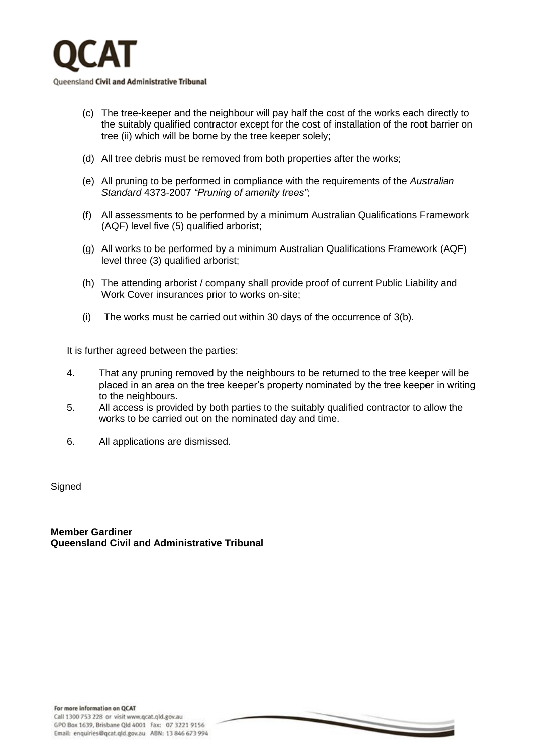(c) The tree-keeper and the neighbour will pay half the cost of the works each directly to the suitably qualified contractor except for the cost of installation of the root barrier on tree (ii) which will be borne by the tree keeper solely;

(d) All tree debris must be removed from both properties after the works;

(e) All pruning to be performed in compliance with the requirements of the *Australian Standard* 4373-2007 *"Pruning of amenity trees"*;

(f) All assessments to be performed by a minimum Australian Qualifications Framework (AQF) level five (5) qualified arborist;

(g) All works to be performed by a minimum Australian Qualifications Framework (AQF) level three (3) qualified arborist;

(h) The attending arborist / company shall provide proof of current Public Liability and Work Cover insurances prior to works on-site;

(i) The works must be carried out within 30 days of the occurrence of 3(b).

It is further agreed between the parties:

4. That any pruning removed by the neighbours to be returned to the tree keeper will be placed in an area on the tree keeper's property nominated by the tree keeper in writing to the neighbours.
5. All access is provided by both parties to the suitably qualified contractor to allow the works to be carried out on the nominated day and time.
6. All applications are dismissed.

Signed

**Member Gardiner**
**Queensland Civil and Administrative Tribunal**